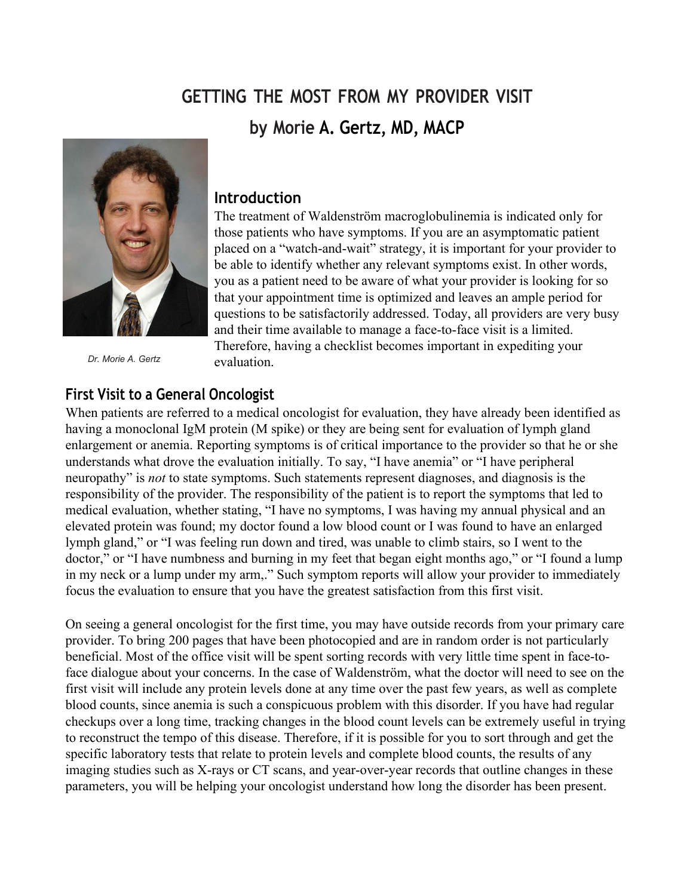# GETTING THE MOST FROM MY PROVIDER VISIT

## by Morie A. Gertz, MD, MACP

*Dr. Morie A. Gertz*

## Introduction

The treatment of Waldenström macroglobulinemia is indicated only for those patients who have symptoms. If you are an asymptomatic patient placed on a "watch-and-wait" strategy, it is important for your provider to be able to identify whether any relevant symptoms exist. In other words, you as a patient need to be aware of what your provider is looking for so that your appointment time is optimized and leaves an ample period for questions to be satisfactorily addressed. Today, all providers are very busy and their time available to manage a face-to-face visit is a limited. Therefore, having a checklist becomes important in expediting your evaluation.

## First Visit to a General Oncologist

When patients are referred to a medical oncologist for evaluation, they have already been identified as having a monoclonal IgM protein (M spike) or they are being sent for evaluation of lymph gland enlargement or anemia. Reporting symptoms is of critical importance to the provider so that he or she understands what drove the evaluation initially. To say, "I have anemia" or "I have peripheral neuropathy" is *not* to state symptoms. Such statements represent diagnoses, and diagnosis is the responsibility of the provider. The responsibility of the patient is to report the symptoms that led to medical evaluation, whether stating, "I have no symptoms, I was having my annual physical and an elevated protein was found; my doctor found a low blood count or I was found to have an enlarged lymph gland," or "I was feeling run down and tired, was unable to climb stairs, so I went to the doctor," or "I have numbness and burning in my feet that began eight months ago," or "I found a lump in my neck or a lump under my arm,." Such symptom reports will allow your provider to immediately focus the evaluation to ensure that you have the greatest satisfaction from this first visit.

On seeing a general oncologist for the first time, you may have outside records from your primary care provider. To bring 200 pages that have been photocopied and are in random order is not particularly beneficial. Most of the office visit will be spent sorting records with very little time spent in face-to-face dialogue about your concerns. In the case of Waldenström, what the doctor will need to see on the first visit will include any protein levels done at any time over the past few years, as well as complete blood counts, since anemia is such a conspicuous problem with this disorder. If you have had regular checkups over a long time, tracking changes in the blood count levels can be extremely useful in trying to reconstruct the tempo of this disease. Therefore, if it is possible for you to sort through and get the specific laboratory tests that relate to protein levels and complete blood counts, the results of any imaging studies such as X-rays or CT scans, and year-over-year records that outline changes in these parameters, you will be helping your oncologist understand how long the disorder has been present.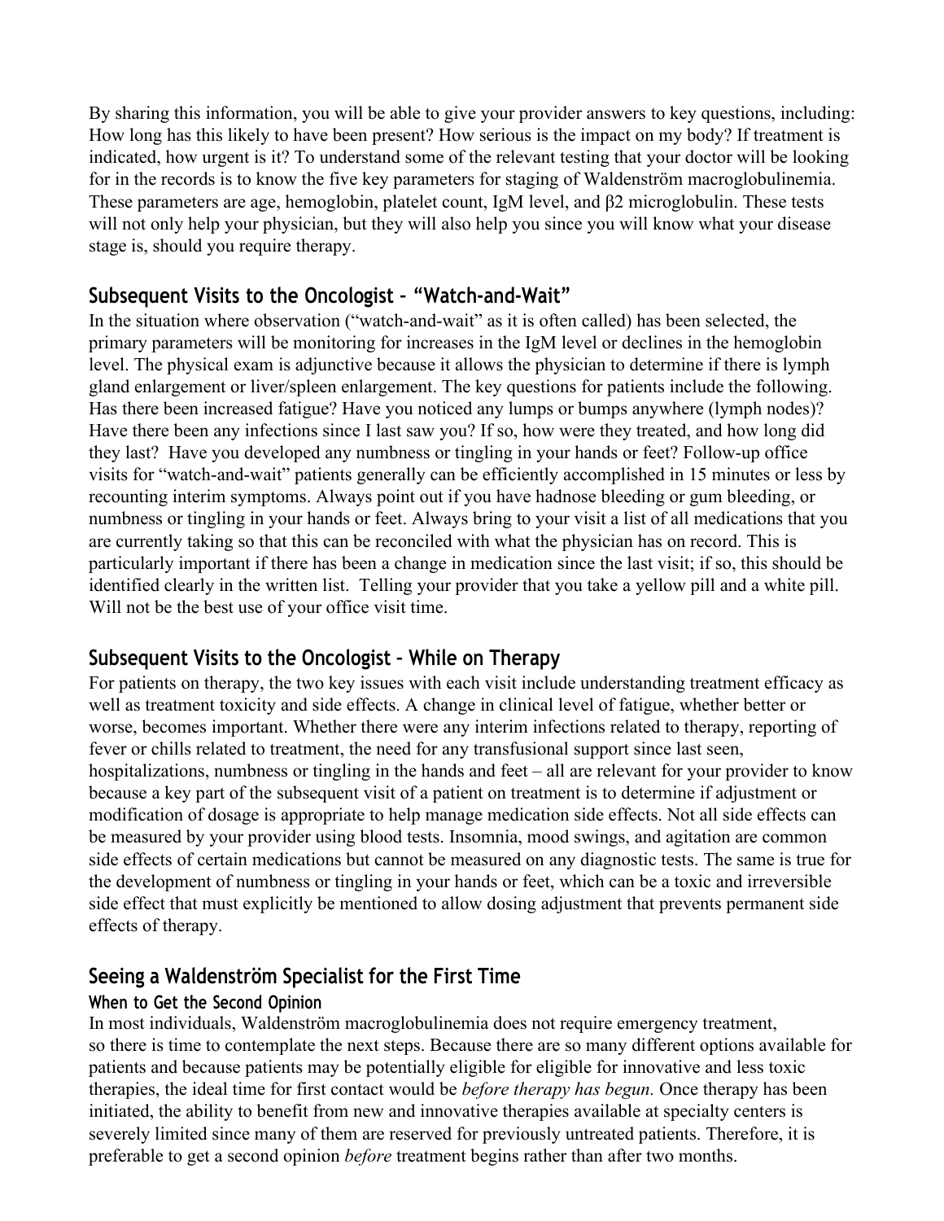By sharing this information, you will be able to give your provider answers to key questions, including: How long has this likely to have been present? How serious is the impact on my body? If treatment is indicated, how urgent is it? To understand some of the relevant testing that your doctor will be looking for in the records is to know the five key parameters for staging of Waldenström macroglobulinemia. These parameters are age, hemoglobin, platelet count, IgM level, and β2 microglobulin. These tests will not only help your physician, but they will also help you since you will know what your disease stage is, should you require therapy.

## Subsequent Visits to the Oncologist – "Watch-and-Wait"

In the situation where observation ("watch-and-wait" as it is often called) has been selected, the primary parameters will be monitoring for increases in the IgM level or declines in the hemoglobin level. The physical exam is adjunctive because it allows the physician to determine if there is lymph gland enlargement or liver/spleen enlargement. The key questions for patients include the following. Has there been increased fatigue? Have you noticed any lumps or bumps anywhere (lymph nodes)? Have there been any infections since I last saw you? If so, how were they treated, and how long did they last? Have you developed any numbness or tingling in your hands or feet? Follow-up office visits for "watch-and-wait" patients generally can be efficiently accomplished in 15 minutes or less by recounting interim symptoms. Always point out if you have hadnose bleeding or gum bleeding, or numbness or tingling in your hands or feet. Always bring to your visit a list of all medications that you are currently taking so that this can be reconciled with what the physician has on record. This is particularly important if there has been a change in medication since the last visit; if so, this should be identified clearly in the written list. Telling your provider that you take a yellow pill and a white pill. Will not be the best use of your office visit time.

## Subsequent Visits to the Oncologist – While on Therapy

For patients on therapy, the two key issues with each visit include understanding treatment efficacy as well as treatment toxicity and side effects. A change in clinical level of fatigue, whether better or worse, becomes important. Whether there were any interim infections related to therapy, reporting of fever or chills related to treatment, the need for any transfusional support since last seen, hospitalizations, numbness or tingling in the hands and feet – all are relevant for your provider to know because a key part of the subsequent visit of a patient on treatment is to determine if adjustment or modification of dosage is appropriate to help manage medication side effects. Not all side effects can be measured by your provider using blood tests. Insomnia, mood swings, and agitation are common side effects of certain medications but cannot be measured on any diagnostic tests. The same is true for the development of numbness or tingling in your hands or feet, which can be a toxic and irreversible side effect that must explicitly be mentioned to allow dosing adjustment that prevents permanent side effects of therapy.

## Seeing a Waldenström Specialist for the First Time

### When to Get the Second Opinion

In most individuals, Waldenström macroglobulinemia does not require emergency treatment, so there is time to contemplate the next steps. Because there are so many different options available for patients and because patients may be potentially eligible for eligible for innovative and less toxic therapies, the ideal time for first contact would be *before therapy has begun.* Once therapy has been initiated, the ability to benefit from new and innovative therapies available at specialty centers is severely limited since many of them are reserved for previously untreated patients. Therefore, it is preferable to get a second opinion *before* treatment begins rather than after two months.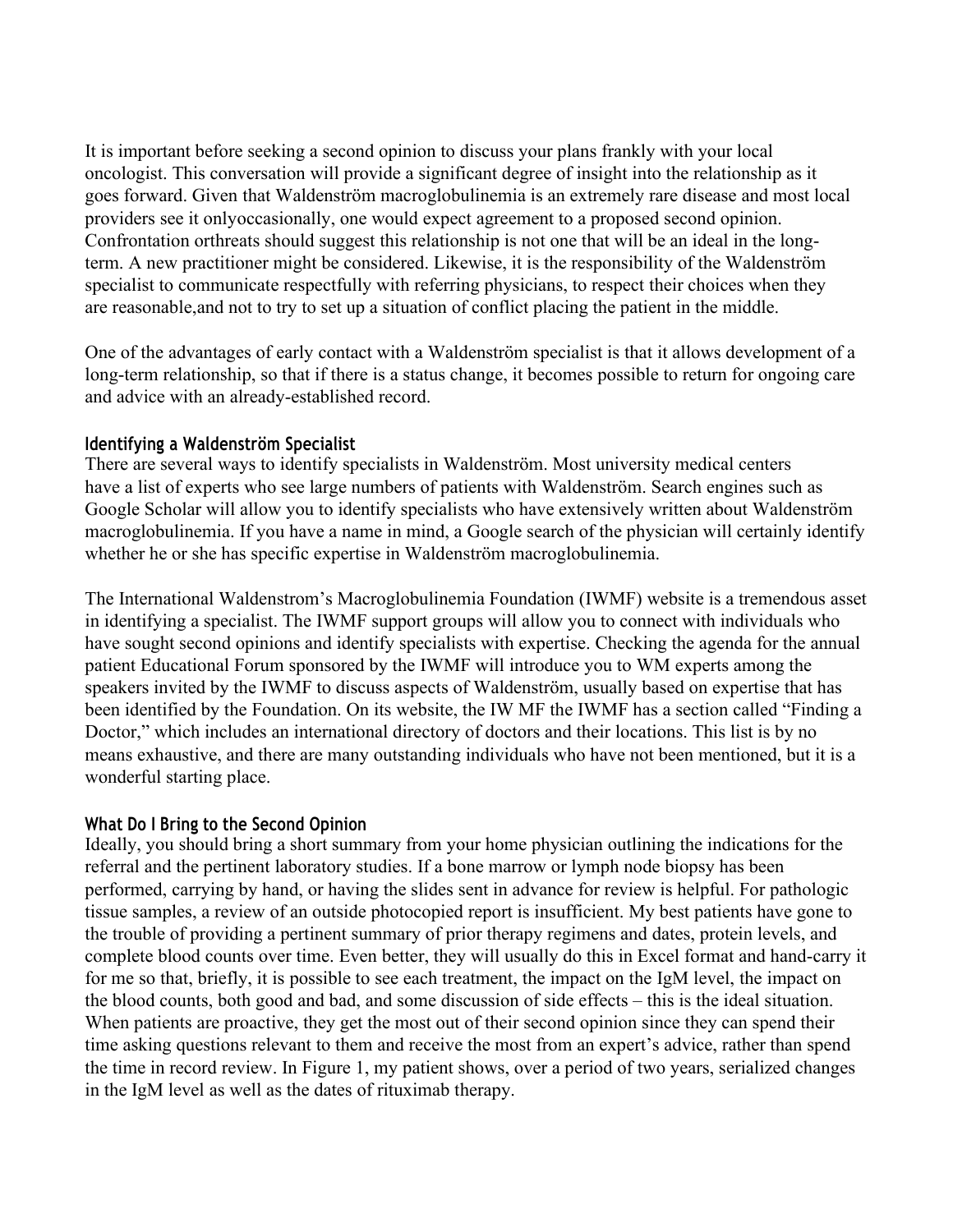It is important before seeking a second opinion to discuss your plans frankly with your local oncologist. This conversation will provide a significant degree of insight into the relationship as it goes forward. Given that Waldenström macroglobulinemia is an extremely rare disease and most local providers see it onlyoccasionally, one would expect agreement to a proposed second opinion. Confrontation orthreats should suggest this relationship is not one that will be an ideal in the long-term. A new practitioner might be considered. Likewise, it is the responsibility of the Waldenström specialist to communicate respectfully with referring physicians, to respect their choices when they are reasonable,and not to try to set up a situation of conflict placing the patient in the middle.

One of the advantages of early contact with a Waldenström specialist is that it allows development of a long-term relationship, so that if there is a status change, it becomes possible to return for ongoing care and advice with an already-established record.

### Identifying a Waldenström Specialist

There are several ways to identify specialists in Waldenström. Most university medical centers have a list of experts who see large numbers of patients with Waldenström. Search engines such as Google Scholar will allow you to identify specialists who have extensively written about Waldenström macroglobulinemia. If you have a name in mind, a Google search of the physician will certainly identify whether he or she has specific expertise in Waldenström macroglobulinemia.

The International Waldenstrom's Macroglobulinemia Foundation (IWMF) website is a tremendous asset in identifying a specialist. The IWMF support groups will allow you to connect with individuals who have sought second opinions and identify specialists with expertise. Checking the agenda for the annual patient Educational Forum sponsored by the IWMF will introduce you to WM experts among the speakers invited by the IWMF to discuss aspects of Waldenström, usually based on expertise that has been identified by the Foundation. On its website, the IW MF the IWMF has a section called "Finding a Doctor," which includes an international directory of doctors and their locations. This list is by no means exhaustive, and there are many outstanding individuals who have not been mentioned, but it is a wonderful starting place.

### What Do I Bring to the Second Opinion

Ideally, you should bring a short summary from your home physician outlining the indications for the referral and the pertinent laboratory studies. If a bone marrow or lymph node biopsy has been performed, carrying by hand, or having the slides sent in advance for review is helpful. For pathologic tissue samples, a review of an outside photocopied report is insufficient. My best patients have gone to the trouble of providing a pertinent summary of prior therapy regimens and dates, protein levels, and complete blood counts over time. Even better, they will usually do this in Excel format and hand-carry it for me so that, briefly, it is possible to see each treatment, the impact on the IgM level, the impact on the blood counts, both good and bad, and some discussion of side effects – this is the ideal situation. When patients are proactive, they get the most out of their second opinion since they can spend their time asking questions relevant to them and receive the most from an expert's advice, rather than spend the time in record review. In Figure 1, my patient shows, over a period of two years, serialized changes in the IgM level as well as the dates of rituximab therapy.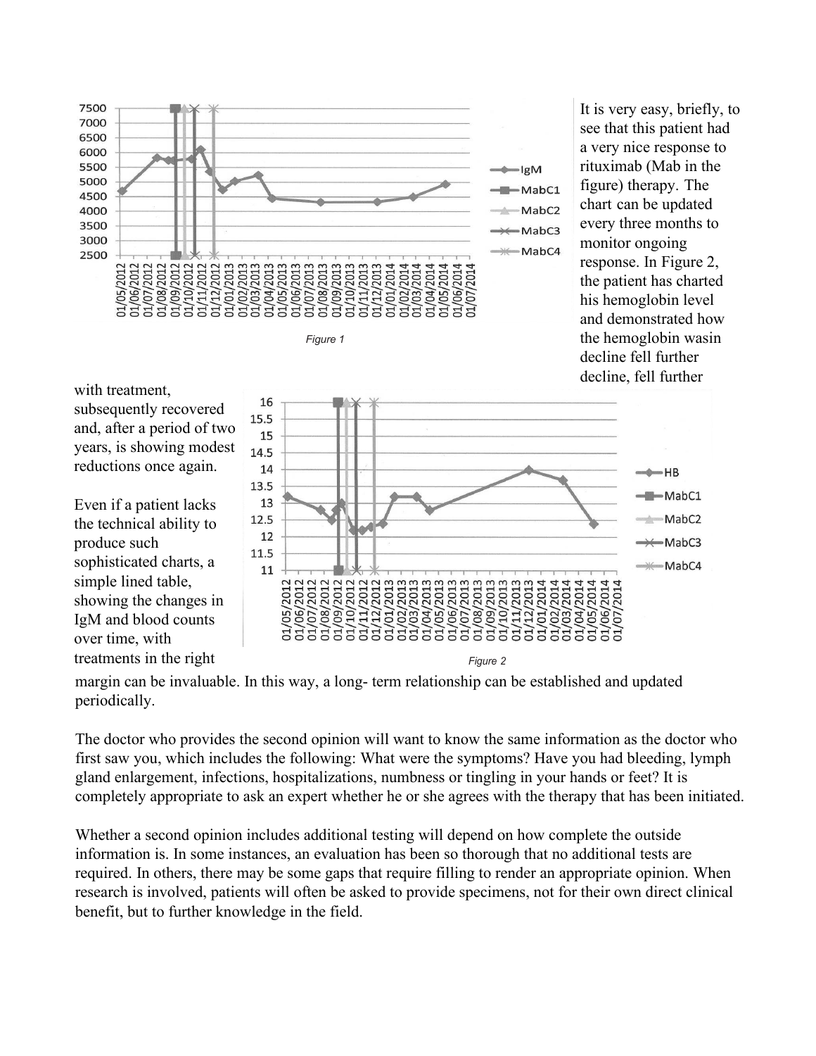Figure 1

It is very easy, briefly, to see that this patient had a very nice response to rituximab (Mab in the figure) therapy. The chart can be updated every three months to monitor ongoing response. In Figure 2, the patient has charted his hemoglobin level and demonstrated how the hemoglobin wasin decline fell further decline, fell further with treatment, subsequently recovered and, after a period of two years, is showing modest reductions once again.

Figure 2

Even if a patient lacks the technical ability to produce such sophisticated charts, a simple lined table, showing the changes in IgM and blood counts over time, with treatments in the right margin can be invaluable. In this way, a long- term relationship can be established and updated periodically.

The doctor who provides the second opinion will want to know the same information as the doctor who first saw you, which includes the following: What were the symptoms? Have you had bleeding, lymph gland enlargement, infections, hospitalizations, numbness or tingling in your hands or feet? It is completely appropriate to ask an expert whether he or she agrees with the therapy that has been initiated.

Whether a second opinion includes additional testing will depend on how complete the outside information is. In some instances, an evaluation has been so thorough that no additional tests are required. In others, there may be some gaps that require filling to render an appropriate opinion. When research is involved, patients will often be asked to provide specimens, not for their own direct clinical benefit, but to further knowledge in the field.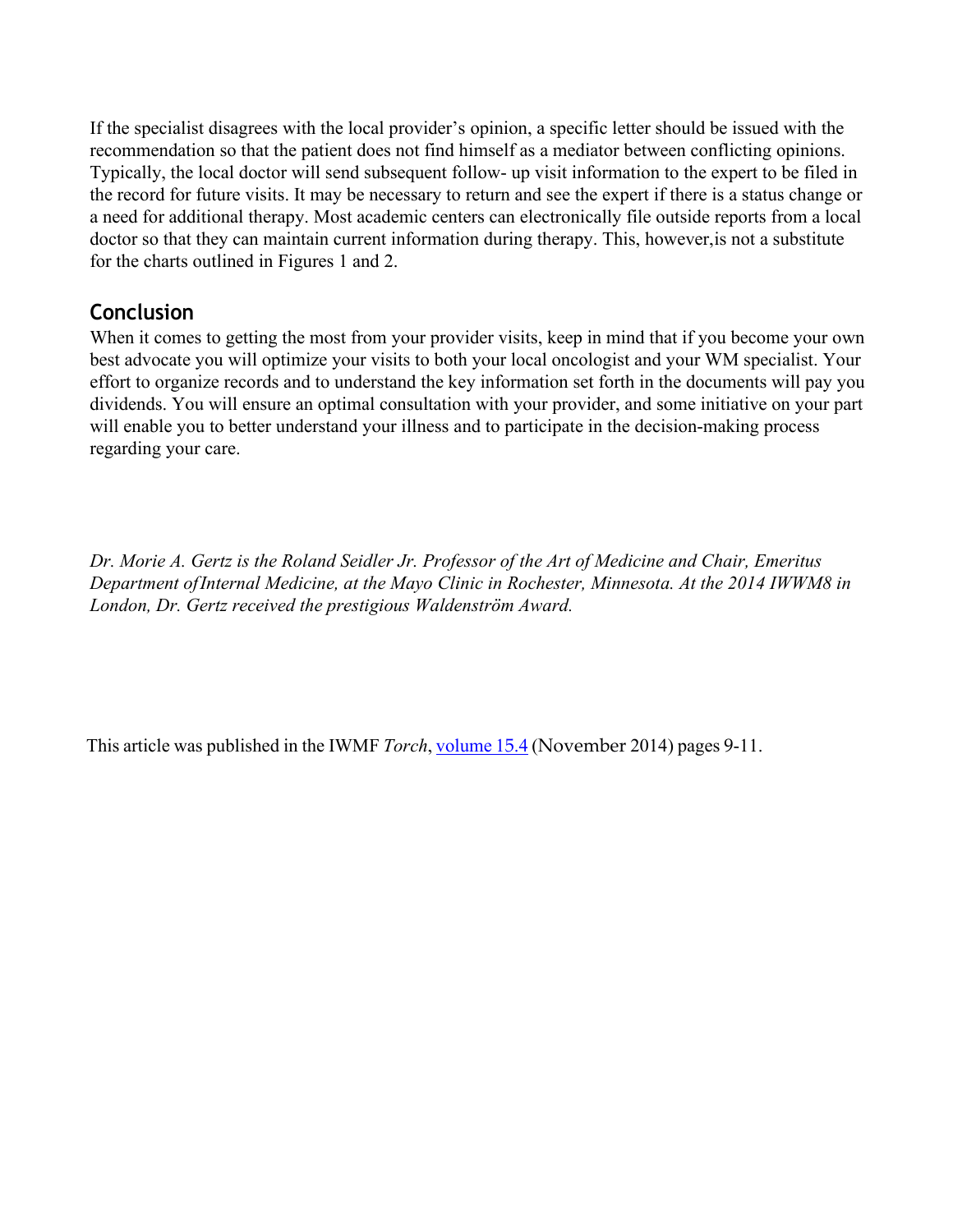If the specialist disagrees with the local provider's opinion, a specific letter should be issued with the recommendation so that the patient does not find himself as a mediator between conflicting opinions. Typically, the local doctor will send subsequent follow- up visit information to the expert to be filed in the record for future visits. It may be necessary to return and see the expert if there is a status change or a need for additional therapy. Most academic centers can electronically file outside reports from a local doctor so that they can maintain current information during therapy. This, however,is not a substitute for the charts outlined in Figures 1 and 2.

## Conclusion

When it comes to getting the most from your provider visits, keep in mind that if you become your own best advocate you will optimize your visits to both your local oncologist and your WM specialist. Your effort to organize records and to understand the key information set forth in the documents will pay you dividends. You will ensure an optimal consultation with your provider, and some initiative on your part will enable you to better understand your illness and to participate in the decision-making process regarding your care.

*Dr. Morie A. Gertz is the Roland Seidler Jr. Professor of the Art of Medicine and Chair, Emeritus Department of Internal Medicine, at the Mayo Clinic in Rochester, Minnesota. At the 2014 IWWM8 in London, Dr. Gertz received the prestigious Waldenström Award.*

This article was published in the IWMF *Torch*, volume 15.4 (November 2014) pages 9-11.